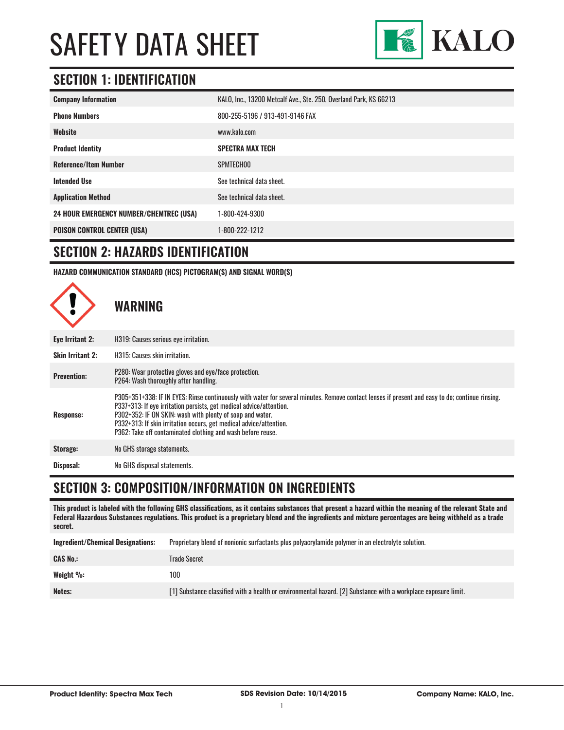# SAFETY DATA SHEET

KALO

## SECTION 1: IDENTIFICATION

| | |
|---|---|
| **Company Information** | KALO, Inc., 13200 Metcalf Ave., Ste. 250, Overland Park, KS 66213 |
| **Phone Numbers** | 800-255-5196 / 913-491-9146 FAX |
| **Website** | www.kalo.com |
| **Product Identity** | **SPECTRA MAX TECH** |
| **Reference/Item Number** | SPMTECH00 |
| **Intended Use** | See technical data sheet. |
| **Application Method** | See technical data sheet. |
| **24 HOUR EMERGENCY NUMBER/CHEMTREC (USA)** | 1-800-424-9300 |
| **POISON CONTROL CENTER (USA)** | 1-800-222-1212 |

## SECTION 2: HAZARDS IDENTIFICATION

**HAZARD COMMUNICATION STANDARD (HCS) PICTOGRAM(S) AND SIGNAL WORD(S)**

### WARNING

| | |
|---|---|
| **Eye Irritant 2:** | H319: Causes serious eye irritation. |
| **Skin Irritant 2:** | H315: Causes skin irritation. |
| **Prevention:** | P280: Wear protective gloves and eye/face protection.<br>P264: Wash thoroughly after handling. |
| **Response:** | P305+351+338: IF IN EYES: Rinse continuously with water for several minutes. Remove contact lenses if present and easy to do; continue rinsing.<br>P337+313: If eye irritation persists, get medical advice/attention.<br>P302+352: IF ON SKIN: wash with plenty of soap and water.<br>P332+313: If skin irritation occurs, get medical advice/attention.<br>P362: Take off contaminated clothing and wash before reuse. |
| **Storage:** | No GHS storage statements. |
| **Disposal:** | No GHS disposal statements. |

## SECTION 3: COMPOSITION/INFORMATION ON INGREDIENTS

**This product is labeled with the following GHS classifications, as it contains substances that present a hazard within the meaning of the relevant State and Federal Hazardous Substances regulations. This product is a proprietary blend and the ingredients and mixture percentages are being withheld as a trade secret.**

| | |
|---|---|
| **Ingredient/Chemical Designations:** | Proprietary blend of nonionic surfactants plus polyacrylamide polymer in an electrolyte solution. |
| **CAS No.:** | Trade Secret |
| **Weight %:** | 100 |
| **Notes:** | [1] Substance classified with a health or environmental hazard. [2] Substance with a workplace exposure limit. |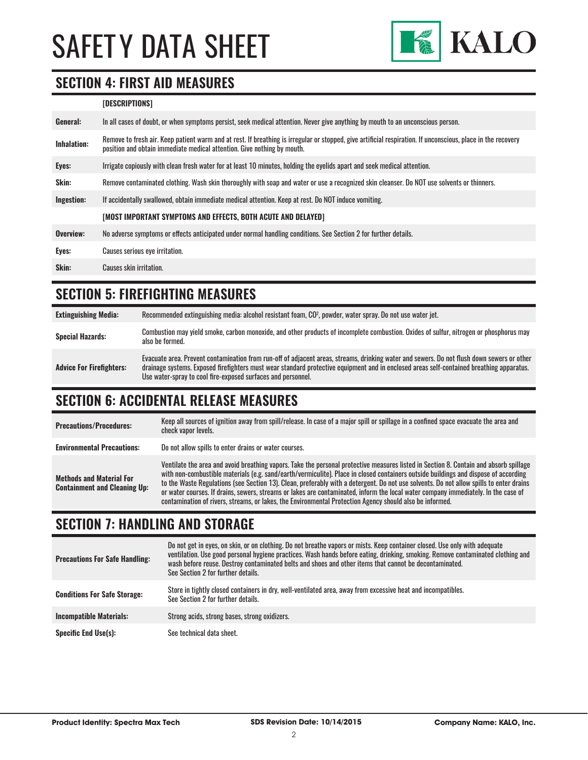## SECTION 4: FIRST AID MEASURES

| | [DESCRIPTIONS] |
|---|---|
| **General:** | In all cases of doubt, or when symptoms persist, seek medical attention. Never give anything by mouth to an unconscious person. |
| **Inhalation:** | Remove to fresh air. Keep patient warm and at rest. If breathing is irregular or stopped, give artificial respiration. If unconscious, place in the recovery position and obtain immediate medical attention. Give nothing by mouth. |
| **Eyes:** | Irrigate copiously with clean fresh water for at least 10 minutes, holding the eyelids apart and seek medical attention. |
| **Skin:** | Remove contaminated clothing. Wash skin thoroughly with soap and water or use a recognized skin cleanser. Do NOT use solvents or thinners. |
| **Ingestion:** | If accidentally swallowed, obtain immediate medical attention. Keep at rest. Do NOT induce vomiting. |
| | **[MOST IMPORTANT SYMPTOMS AND EFFECTS, BOTH ACUTE AND DELAYED]** |
| **Overview:** | No adverse symptoms or effects anticipated under normal handling conditions. See Section 2 for further details. |
| **Eyes:** | Causes serious eye irritation. |
| **Skin:** | Causes skin irritation. |

## SECTION 5: FIREFIGHTING MEASURES

| | |
|---|---|
| **Extinguishing Media:** | Recommended extinguishing media: alcohol resistant foam, $CO^2$, powder, water spray. Do not use water jet. |
| **Special Hazards:** | Combustion may yield smoke, carbon monoxide, and other products of incomplete combustion. Oxides of sulfur, nitrogen or phosphorus may also be formed. |
| **Advice For Firefighters:** | Evacuate area. Prevent contamination from run-off of adjacent areas, streams, drinking water and sewers. Do not flush down sewers or other drainage systems. Exposed firefighters must wear standard protective equipment and in enclosed areas self-contained breathing apparatus. Use water-spray to cool fire-exposed surfaces and personnel. |

## SECTION 6: ACCIDENTAL RELEASE MEASURES

| | |
|---|---|
| **Precautions/Procedures:** | Keep all sources of ignition away from spill/release. In case of a major spill or spillage in a confined space evacuate the area and check vapor levels. |
| **Environmental Precautions:** | Do not allow spills to enter drains or water courses. |
| **Methods and Material For Containment and Cleaning Up:** | Ventilate the area and avoid breathing vapors. Take the personal protective measures listed in Section 8. Contain and absorb spillage with non-combustible materials (e.g. sand/earth/vermiculite). Place in closed containers outside buildings and dispose of according to the Waste Regulations (see Section 13). Clean, preferably with a detergent. Do not use solvents. Do not allow spills to enter drains or water courses. If drains, sewers, streams or lakes are contaminated, inform the local water company immediately. In the case of contamination of rivers, streams, or lakes, the Environmental Protection Agency should also be informed. |

## SECTION 7: HANDLING AND STORAGE

| | |
|---|---|
| **Precautions For Safe Handling:** | Do not get in eyes, on skin, or on clothing. Do not breathe vapors or mists. Keep container closed. Use only with adequate ventilation. Use good personal hygiene practices. Wash hands before eating, drinking, smoking. Remove contaminated clothing and wash before reuse. Destroy contaminated belts and shoes and other items that cannot be decontaminated. See Section 2 for further details. |
| **Conditions For Safe Storage:** | Store in tightly closed containers in dry, well-ventilated area, away from excessive heat and incompatibles. See Section 2 for further details. |
| **Incompatible Materials:** | Strong acids, strong bases, strong oxidizers. |
| **Specific End Use(s):** | See technical data sheet. |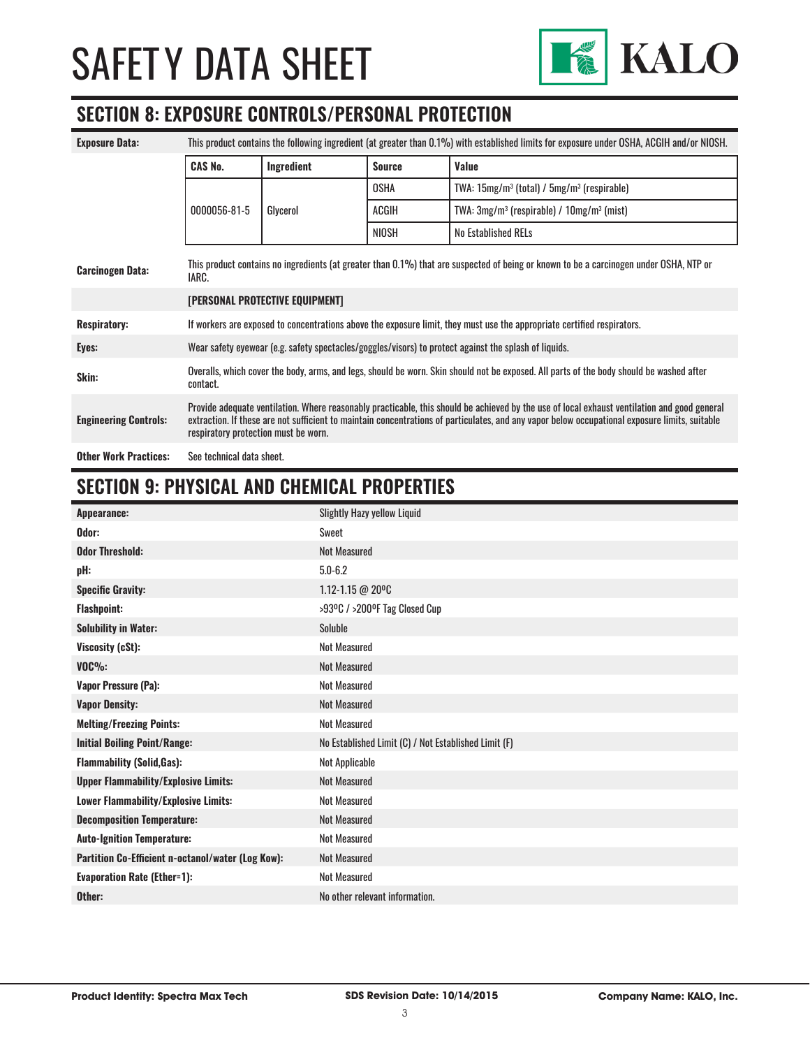# SAFETY DATA SHEET

## SECTION 8: EXPOSURE CONTROLS/PERSONAL PROTECTION

**Exposure Data:** This product contains the following ingredient (at greater than 0.1%) with established limits for exposure under OSHA, ACGIH and/or NIOSH.

| CAS No. | Ingredient | Source | Value |
|---|---|---|---|
| 0000056-81-5 | Glycerol | OSHA | TWA: 15mg/m³ (total) / 5mg/m³ (respirable) |
| | | ACGIH | TWA: 3mg/m³ (respirable) / 10mg/m³ (mist) |
| | | NIOSH | No Established RELs |

**Carcinogen Data:** This product contains no ingredients (at greater than 0.1%) that are suspected of being or known to be a carcinogen under OSHA, NTP or IARC.

**[PERSONAL PROTECTIVE EQUIPMENT]**

**Respiratory:** If workers are exposed to concentrations above the exposure limit, they must use the appropriate certified respirators.

**Eyes:** Wear safety eyewear (e.g. safety spectacles/goggles/visors) to protect against the splash of liquids.

**Skin:** Overalls, which cover the body, arms, and legs, should be worn. Skin should not be exposed. All parts of the body should be washed after contact.

**Engineering Controls:** Provide adequate ventilation. Where reasonably practicable, this should be achieved by the use of local exhaust ventilation and good general extraction. If these are not sufficient to maintain concentrations of particulates, and any vapor below occupational exposure limits, suitable respiratory protection must be worn.

**Other Work Practices:** See technical data sheet.

## SECTION 9: PHYSICAL AND CHEMICAL PROPERTIES

| Property | Value |
|---|---|
| **Appearance:** | Slightly Hazy yellow Liquid |
| **Odor:** | Sweet |
| **Odor Threshold:** | Not Measured |
| **pH:** | 5.0-6.2 |
| **Specific Gravity:** | 1.12-1.15 @ 20ºC |
| **Flashpoint:** | >93ºC / >200ºF Tag Closed Cup |
| **Solubility in Water:** | Soluble |
| **Viscosity (cSt):** | Not Measured |
| **VOC%:** | Not Measured |
| **Vapor Pressure (Pa):** | Not Measured |
| **Vapor Density:** | Not Measured |
| **Melting/Freezing Points:** | Not Measured |
| **Initial Boiling Point/Range:** | No Established Limit (C) / Not Established Limit (F) |
| **Flammability (Solid,Gas):** | Not Applicable |
| **Upper Flammability/Explosive Limits:** | Not Measured |
| **Lower Flammability/Explosive Limits:** | Not Measured |
| **Decomposition Temperature:** | Not Measured |
| **Auto-Ignition Temperature:** | Not Measured |
| **Partition Co-Efficient n-octanol/water (Log Kow):** | Not Measured |
| **Evaporation Rate (Ether=1):** | Not Measured |
| **Other:** | No other relevant information. |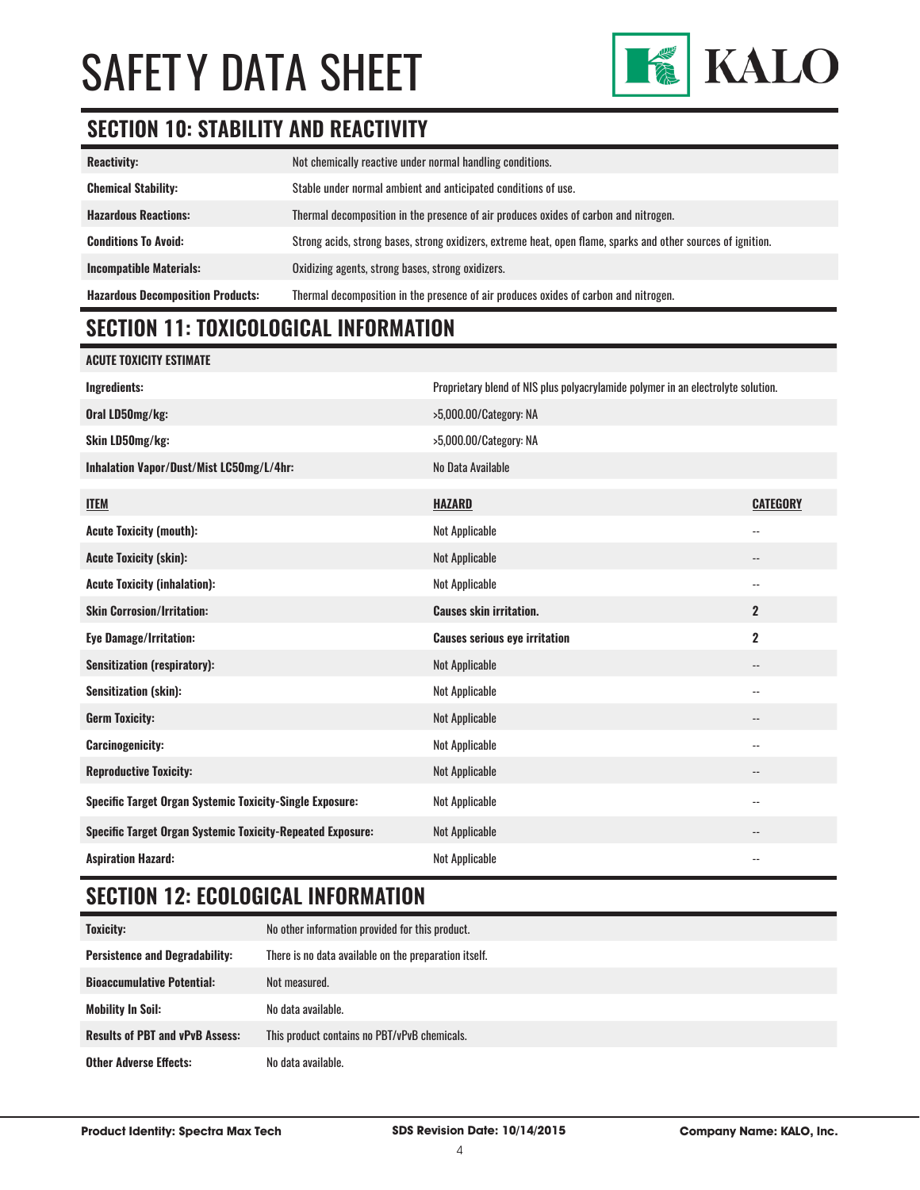# SAFETY DATA SHEET

## SECTION 10: STABILITY AND REACTIVITY

| | |
|---|---|
| **Reactivity:** | Not chemically reactive under normal handling conditions. |
| **Chemical Stability:** | Stable under normal ambient and anticipated conditions of use. |
| **Hazardous Reactions:** | Thermal decomposition in the presence of air produces oxides of carbon and nitrogen. |
| **Conditions To Avoid:** | Strong acids, strong bases, strong oxidizers, extreme heat, open flame, sparks and other sources of ignition. |
| **Incompatible Materials:** | Oxidizing agents, strong bases, strong oxidizers. |
| **Hazardous Decomposition Products:** | Thermal decomposition in the presence of air produces oxides of carbon and nitrogen. |

## SECTION 11: TOXICOLOGICAL INFORMATION

| **ACUTE TOXICITY ESTIMATE** | | |
|---|---|---|
| **Ingredients:** | Proprietary blend of NIS plus polyacrylamide polymer in an electrolyte solution. | |
| **Oral LD50mg/kg:** | >5,000.00/Category: NA | |
| **Skin LD50mg/kg:** | >5,000.00/Category: NA | |
| **Inhalation Vapor/Dust/Mist LC50mg/L/4hr:** | No Data Available | |
| **ITEM** | **HAZARD** | **CATEGORY** |
| **Acute Toxicity (mouth):** | Not Applicable | -- |
| **Acute Toxicity (skin):** | Not Applicable | -- |
| **Acute Toxicity (inhalation):** | Not Applicable | -- |
| **Skin Corrosion/Irritation:** | **Causes skin irritation.** | **2** |
| **Eye Damage/Irritation:** | **Causes serious eye irritation** | **2** |
| **Sensitization (respiratory):** | Not Applicable | -- |
| **Sensitization (skin):** | Not Applicable | -- |
| **Germ Toxicity:** | Not Applicable | -- |
| **Carcinogenicity:** | Not Applicable | -- |
| **Reproductive Toxicity:** | Not Applicable | -- |
| **Specific Target Organ Systemic Toxicity-Single Exposure:** | Not Applicable | -- |
| **Specific Target Organ Systemic Toxicity-Repeated Exposure:** | Not Applicable | -- |
| **Aspiration Hazard:** | Not Applicable | -- |

## SECTION 12: ECOLOGICAL INFORMATION

| | |
|---|---|
| **Toxicity:** | No other information provided for this product. |
| **Persistence and Degradability:** | There is no data available on the preparation itself. |
| **Bioaccumulative Potential:** | Not measured. |
| **Mobility In Soil:** | No data available. |
| **Results of PBT and vPvB Assess:** | This product contains no PBT/vPvB chemicals. |
| **Other Adverse Effects:** | No data available. |

**Product Identity: Spectra Max Tech** **SDS Revision Date: 10/14/2015** **Company Name: KALO, Inc.**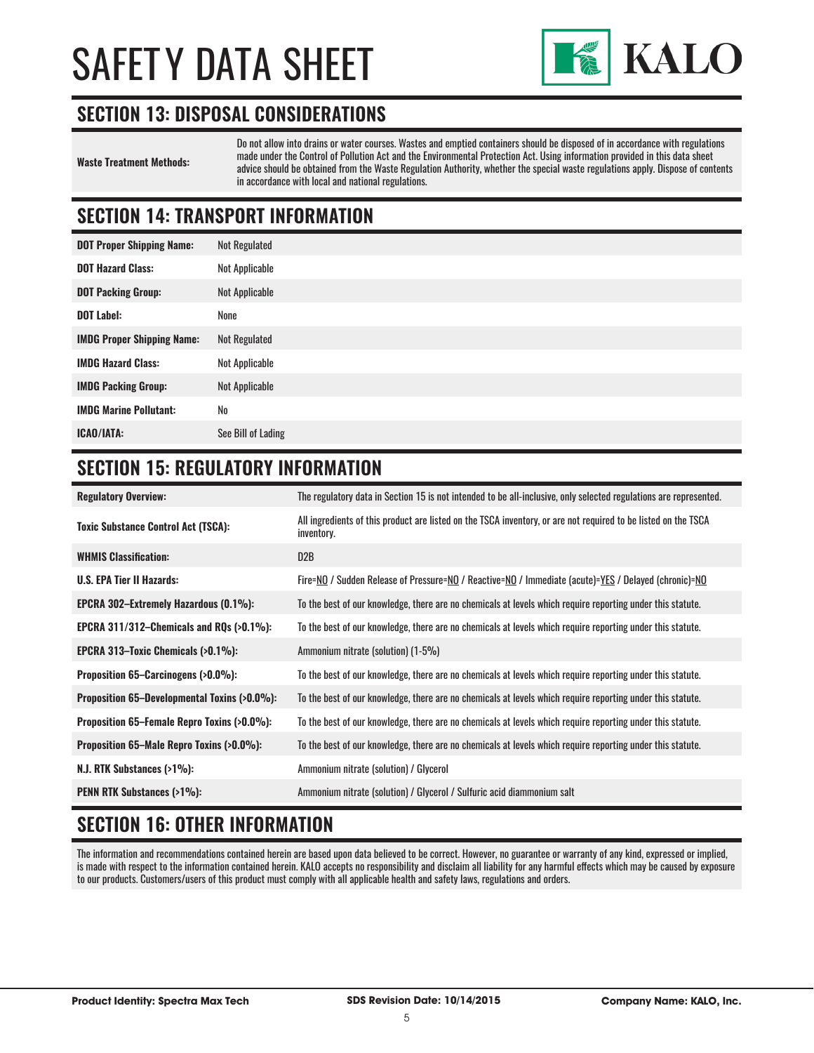# SAFETY DATA SHEET

## SECTION 13: DISPOSAL CONSIDERATIONS

| | |
|---|---|
| **Waste Treatment Methods:** | Do not allow into drains or water courses. Wastes and emptied containers should be disposed of in accordance with regulations made under the Control of Pollution Act and the Environmental Protection Act. Using information provided in this data sheet advice should be obtained from the Waste Regulation Authority, whether the special waste regulations apply. Dispose of contents in accordance with local and national regulations. |

## SECTION 14: TRANSPORT INFORMATION

| | |
|---|---|
| **DOT Proper Shipping Name:** | Not Regulated |
| **DOT Hazard Class:** | Not Applicable |
| **DOT Packing Group:** | Not Applicable |
| **DOT Label:** | None |
| **IMDG Proper Shipping Name:** | Not Regulated |
| **IMDG Hazard Class:** | Not Applicable |
| **IMDG Packing Group:** | Not Applicable |
| **IMDG Marine Pollutant:** | No |
| **ICAO/IATA:** | See Bill of Lading |

## SECTION 15: REGULATORY INFORMATION

| | |
|---|---|
| **Regulatory Overview:** | The regulatory data in Section 15 is not intended to be all-inclusive, only selected regulations are represented. |
| **Toxic Substance Control Act (TSCA):** | All ingredients of this product are listed on the TSCA inventory, or are not required to be listed on the TSCA inventory. |
| **WHMIS Classification:** | D2B |
| **U.S. EPA Tier II Hazards:** | Fire=NO / Sudden Release of Pressure=NO / Reactive=NO / Immediate (acute)=YES / Delayed (chronic)=NO |
| **EPCRA 302–Extremely Hazardous (0.1%):** | To the best of our knowledge, there are no chemicals at levels which require reporting under this statute. |
| **EPCRA 311/312–Chemicals and RQs (>0.1%):** | To the best of our knowledge, there are no chemicals at levels which require reporting under this statute. |
| **EPCRA 313–Toxic Chemicals (>0.1%):** | Ammonium nitrate (solution) (1-5%) |
| **Proposition 65–Carcinogens (>0.0%):** | To the best of our knowledge, there are no chemicals at levels which require reporting under this statute. |
| **Proposition 65–Developmental Toxins (>0.0%):** | To the best of our knowledge, there are no chemicals at levels which require reporting under this statute. |
| **Proposition 65–Female Repro Toxins (>0.0%):** | To the best of our knowledge, there are no chemicals at levels which require reporting under this statute. |
| **Proposition 65–Male Repro Toxins (>0.0%):** | To the best of our knowledge, there are no chemicals at levels which require reporting under this statute. |
| **N.J. RTK Substances (>1%):** | Ammonium nitrate (solution) / Glycerol |
| **PENN RTK Substances (>1%):** | Ammonium nitrate (solution) / Glycerol / Sulfuric acid diammonium salt |

## SECTION 16: OTHER INFORMATION

The information and recommendations contained herein are based upon data believed to be correct. However, no guarantee or warranty of any kind, expressed or implied, is made with respect to the information contained herein. KALO accepts no responsibility and disclaim all liability for any harmful effects which may be caused by exposure to our products. Customers/users of this product must comply with all applicable health and safety laws, regulations and orders.

**Product Identity: Spectra Max Tech** | **SDS Revision Date: 10/14/2015** | **Company Name: KALO, Inc.**